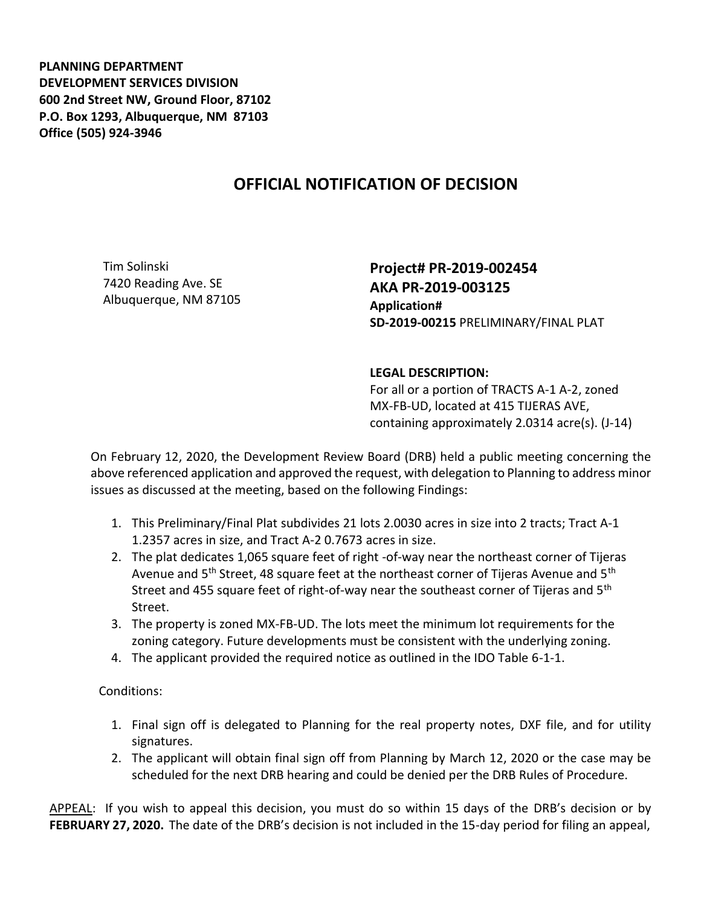**PLANNING DEPARTMENT**
**DEVELOPMENT SERVICES DIVISION**
**600 2nd Street NW, Ground Floor, 87102**
**P.O. Box 1293, Albuquerque, NM 87103**
**Office (505) 924-3946**

# OFFICIAL NOTIFICATION OF DECISION

Tim Solinski
7420 Reading Ave. SE
Albuquerque, NM 87105

**Project# PR-2019-002454**
**AKA PR-2019-003125**
**Application#**
**SD-2019-00215** PRELIMINARY/FINAL PLAT

**LEGAL DESCRIPTION:**
For all or a portion of TRACTS A-1 A-2, zoned MX-FB-UD, located at 415 TIJERAS AVE, containing approximately 2.0314 acre(s). (J-14)

On February 12, 2020, the Development Review Board (DRB) held a public meeting concerning the above referenced application and approved the request, with delegation to Planning to address minor issues as discussed at the meeting, based on the following Findings:

1. This Preliminary/Final Plat subdivides 21 lots 2.0030 acres in size into 2 tracts; Tract A-1 1.2357 acres in size, and Tract A-2 0.7673 acres in size.
2. The plat dedicates 1,065 square feet of right -of-way near the northeast corner of Tijeras Avenue and 5th Street, 48 square feet at the northeast corner of Tijeras Avenue and 5th Street and 455 square feet of right-of-way near the southeast corner of Tijeras and 5th Street.
3. The property is zoned MX-FB-UD. The lots meet the minimum lot requirements for the zoning category. Future developments must be consistent with the underlying zoning.
4. The applicant provided the required notice as outlined in the IDO Table 6-1-1.

Conditions:

1. Final sign off is delegated to Planning for the real property notes, DXF file, and for utility signatures.
2. The applicant will obtain final sign off from Planning by March 12, 2020 or the case may be scheduled for the next DRB hearing and could be denied per the DRB Rules of Procedure.

APPEAL: If you wish to appeal this decision, you must do so within 15 days of the DRB's decision or by **FEBRUARY 27, 2020.** The date of the DRB's decision is not included in the 15-day period for filing an appeal,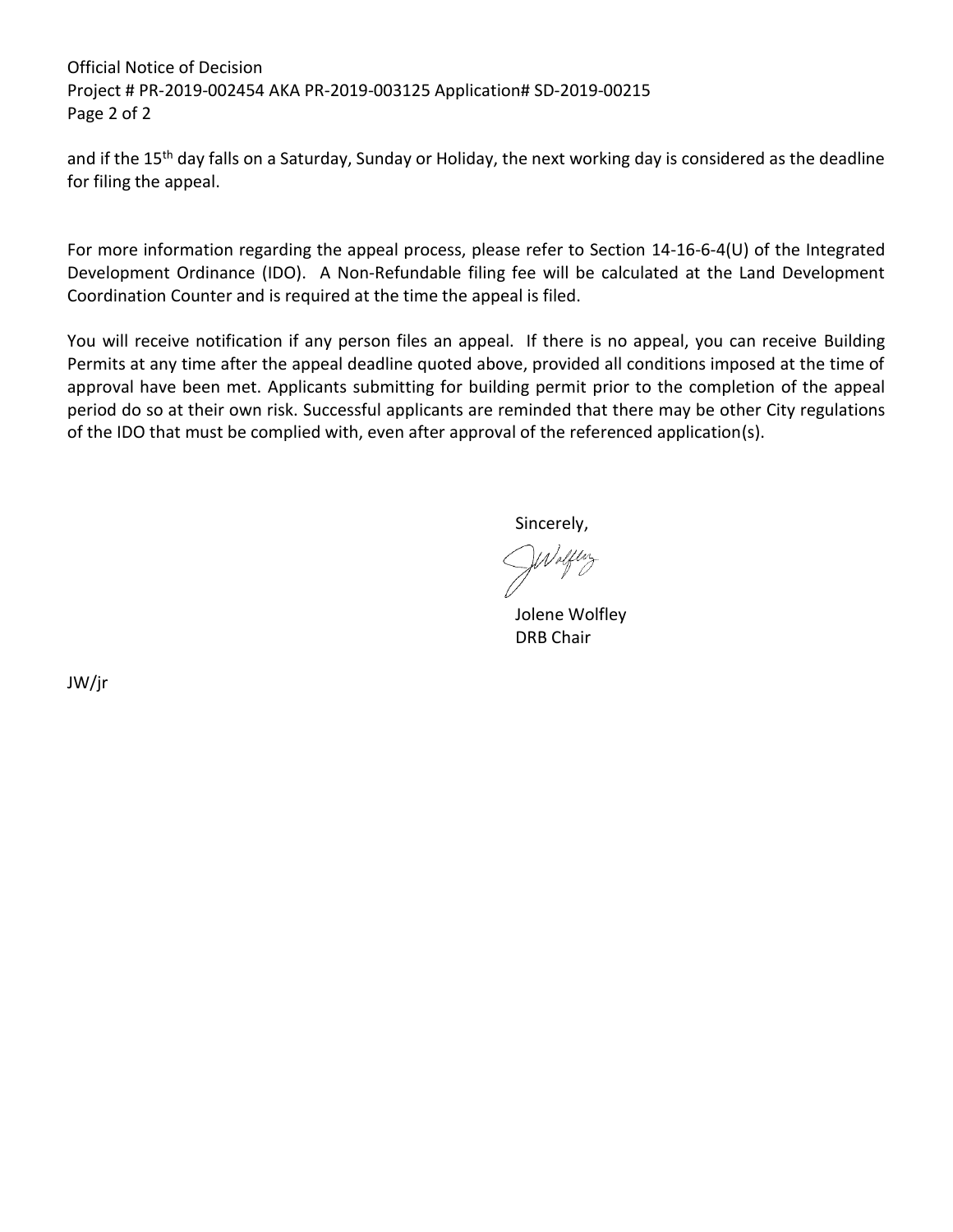and if the 15th day falls on a Saturday, Sunday or Holiday, the next working day is considered as the deadline for filing the appeal.

For more information regarding the appeal process, please refer to Section 14-16-6-4(U) of the Integrated Development Ordinance (IDO). A Non-Refundable filing fee will be calculated at the Land Development Coordination Counter and is required at the time the appeal is filed.

You will receive notification if any person files an appeal. If there is no appeal, you can receive Building Permits at any time after the appeal deadline quoted above, provided all conditions imposed at the time of approval have been met. Applicants submitting for building permit prior to the completion of the appeal period do so at their own risk. Successful applicants are reminded that there may be other City regulations of the IDO that must be complied with, even after approval of the referenced application(s).

Sincerely,

Jolene Wolfley
DRB Chair

JW/jr